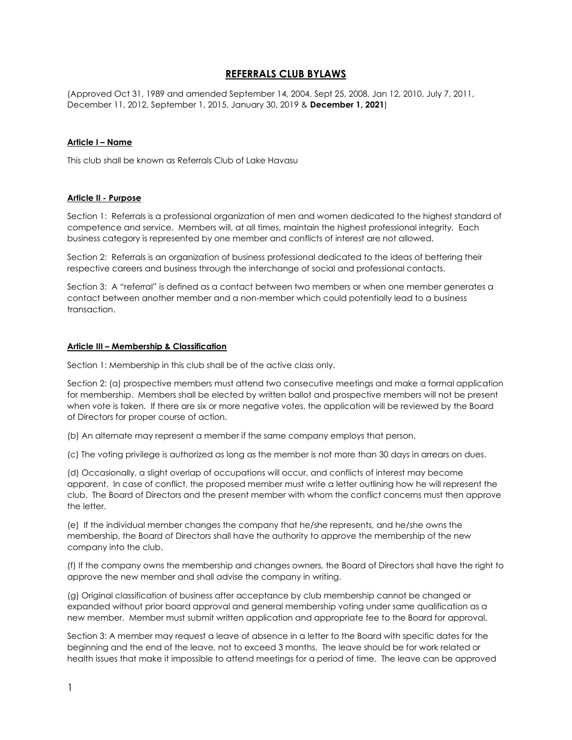# REFERRALS CLUB BYLAWS

(Approved Oct 31, 1989 and amended September 14, 2004, Sept 25, 2008, Jan 12, 2010, July 7, 2011, December 11, 2012, September 1, 2015, January 30, 2019 & **December 1, 2021**)

## Article I – Name

This club shall be known as Referrals Club of Lake Havasu

## Article II - Purpose

Section 1: Referrals is a professional organization of men and women dedicated to the highest standard of competence and service. Members will, at all times, maintain the highest professional integrity. Each business category is represented by one member and conflicts of interest are not allowed.

Section 2: Referrals is an organization of business professional dedicated to the ideas of bettering their respective careers and business through the interchange of social and professional contacts.

Section 3: A "referral" is defined as a contact between two members or when one member generates a contact between another member and a non-member which could potentially lead to a business transaction.

## Article III – Membership & Classification

Section 1: Membership in this club shall be of the active class only.

Section 2: (a) prospective members must attend two consecutive meetings and make a formal application for membership. Members shall be elected by written ballot and prospective members will not be present when vote is taken. If there are six or more negative votes, the application will be reviewed by the Board of Directors for proper course of action.

(b) An alternate may represent a member if the same company employs that person.

(c) The voting privilege is authorized as long as the member is not more than 30 days in arrears on dues.

(d) Occasionally, a slight overlap of occupations will occur, and conflicts of interest may become apparent. In case of conflict, the proposed member must write a letter outlining how he will represent the club. The Board of Directors and the present member with whom the conflict concerns must then approve the letter.

(e) If the individual member changes the company that he/she represents, and he/she owns the membership, the Board of Directors shall have the authority to approve the membership of the new company into the club.

(f) If the company owns the membership and changes owners, the Board of Directors shall have the right to approve the new member and shall advise the company in writing.

(g) Original classification of business after acceptance by club membership cannot be changed or expanded without prior board approval and general membership voting under same qualification as a new member. Member must submit written application and appropriate fee to the Board for approval.

Section 3: A member may request a leave of absence in a letter to the Board with specific dates for the beginning and the end of the leave, not to exceed 3 months. The leave should be for work related or health issues that make it impossible to attend meetings for a period of time. The leave can be approved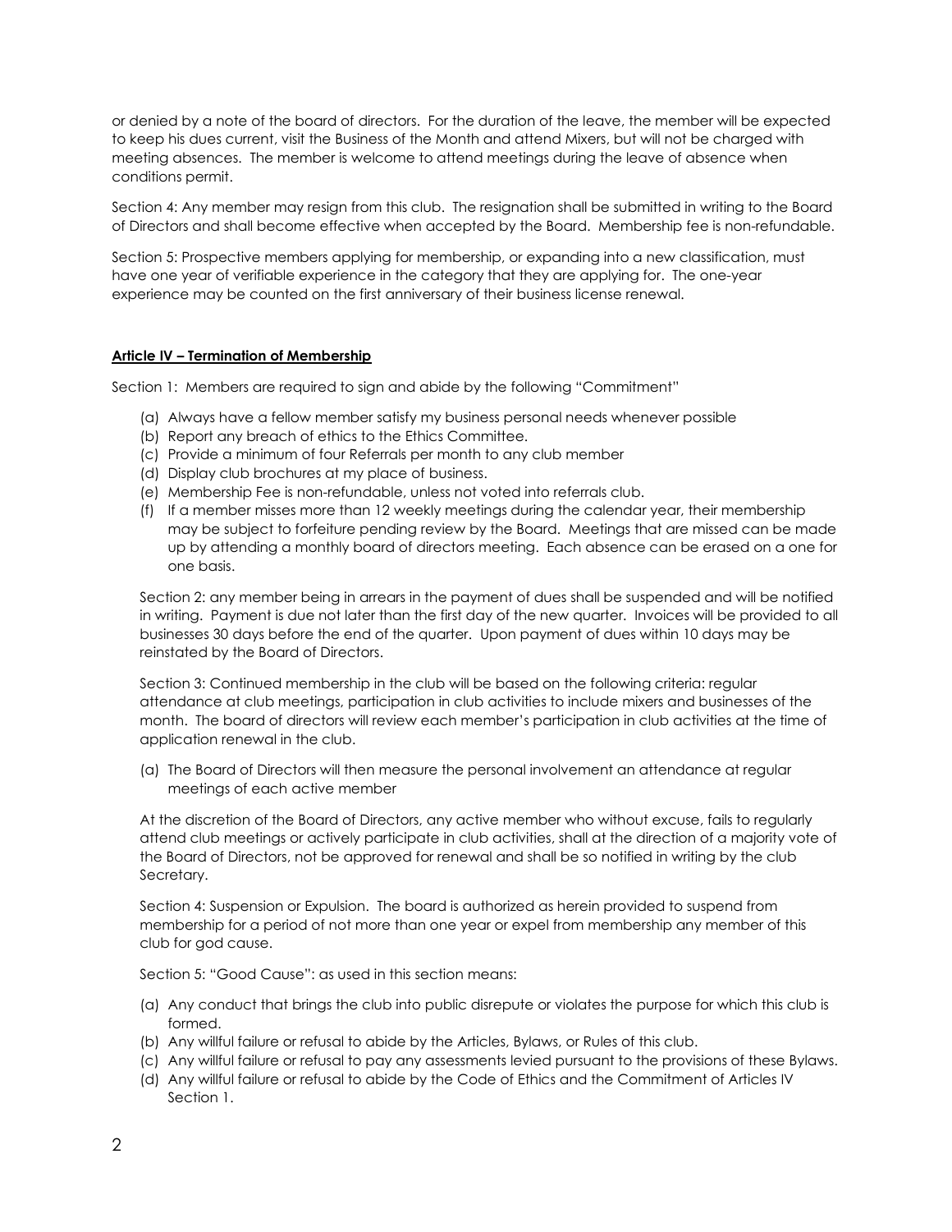or denied by a note of the board of directors. For the duration of the leave, the member will be expected to keep his dues current, visit the Business of the Month and attend Mixers, but will not be charged with meeting absences. The member is welcome to attend meetings during the leave of absence when conditions permit.

Section 4: Any member may resign from this club. The resignation shall be submitted in writing to the Board of Directors and shall become effective when accepted by the Board. Membership fee is non-refundable.

Section 5: Prospective members applying for membership, or expanding into a new classification, must have one year of verifiable experience in the category that they are applying for. The one-year experience may be counted on the first anniversary of their business license renewal.

**Article IV – Termination of Membership**

Section 1: Members are required to sign and abide by the following "Commitment"

(a) Always have a fellow member satisfy my business personal needs whenever possible
(b) Report any breach of ethics to the Ethics Committee.
(c) Provide a minimum of four Referrals per month to any club member
(d) Display club brochures at my place of business.
(e) Membership Fee is non-refundable, unless not voted into referrals club.
(f) If a member misses more than 12 weekly meetings during the calendar year, their membership may be subject to forfeiture pending review by the Board. Meetings that are missed can be made up by attending a monthly board of directors meeting. Each absence can be erased on a one for one basis.

Section 2: any member being in arrears in the payment of dues shall be suspended and will be notified in writing. Payment is due not later than the first day of the new quarter. Invoices will be provided to all businesses 30 days before the end of the quarter. Upon payment of dues within 10 days may be reinstated by the Board of Directors.

Section 3: Continued membership in the club will be based on the following criteria: regular attendance at club meetings, participation in club activities to include mixers and businesses of the month. The board of directors will review each member's participation in club activities at the time of application renewal in the club.

(a) The Board of Directors will then measure the personal involvement an attendance at regular meetings of each active member

At the discretion of the Board of Directors, any active member who without excuse, fails to regularly attend club meetings or actively participate in club activities, shall at the direction of a majority vote of the Board of Directors, not be approved for renewal and shall be so notified in writing by the club Secretary.

Section 4: Suspension or Expulsion. The board is authorized as herein provided to suspend from membership for a period of not more than one year or expel from membership any member of this club for god cause.

Section 5: "Good Cause": as used in this section means:

(a) Any conduct that brings the club into public disrepute or violates the purpose for which this club is formed.
(b) Any willful failure or refusal to abide by the Articles, Bylaws, or Rules of this club.
(c) Any willful failure or refusal to pay any assessments levied pursuant to the provisions of these Bylaws.
(d) Any willful failure or refusal to abide by the Code of Ethics and the Commitment of Articles IV Section 1.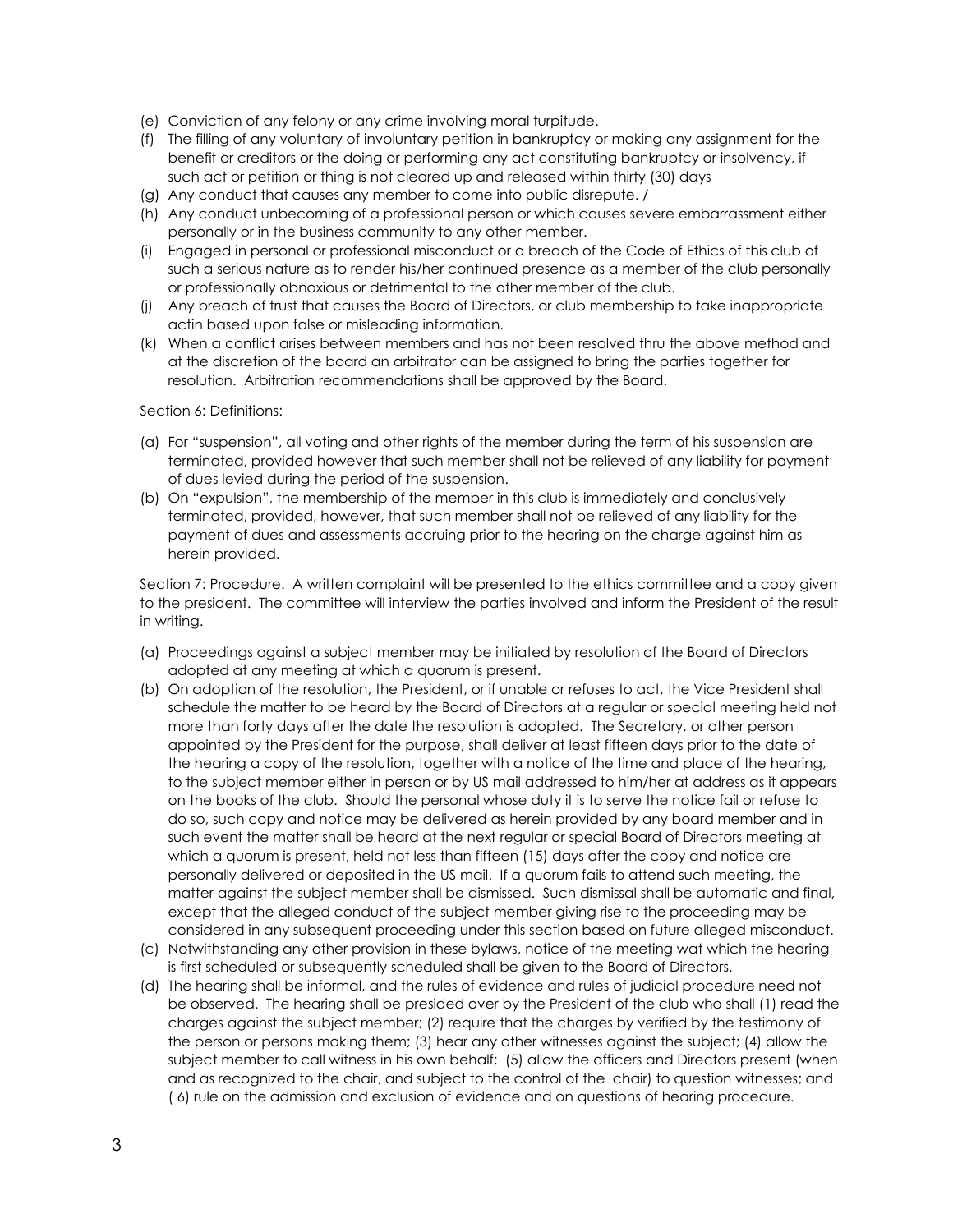(e) Conviction of any felony or any crime involving moral turpitude.
(f) The filling of any voluntary of involuntary petition in bankruptcy or making any assignment for the benefit or creditors or the doing or performing any act constituting bankruptcy or insolvency, if such act or petition or thing is not cleared up and released within thirty (30) days
(g) Any conduct that causes any member to come into public disrepute. /
(h) Any conduct unbecoming of a professional person or which causes severe embarrassment either personally or in the business community to any other member.
(i) Engaged in personal or professional misconduct or a breach of the Code of Ethics of this club of such a serious nature as to render his/her continued presence as a member of the club personally or professionally obnoxious or detrimental to the other member of the club.
(j) Any breach of trust that causes the Board of Directors, or club membership to take inappropriate actin based upon false or misleading information.
(k) When a conflict arises between members and has not been resolved thru the above method and at the discretion of the board an arbitrator can be assigned to bring the parties together for resolution. Arbitration recommendations shall be approved by the Board.

Section 6: Definitions:

(a) For "suspension", all voting and other rights of the member during the term of his suspension are terminated, provided however that such member shall not be relieved of any liability for payment of dues levied during the period of the suspension.
(b) On "expulsion", the membership of the member in this club is immediately and conclusively terminated, provided, however, that such member shall not be relieved of any liability for the payment of dues and assessments accruing prior to the hearing on the charge against him as herein provided.

Section 7: Procedure. A written complaint will be presented to the ethics committee and a copy given to the president. The committee will interview the parties involved and inform the President of the result in writing.

(a) Proceedings against a subject member may be initiated by resolution of the Board of Directors adopted at any meeting at which a quorum is present.
(b) On adoption of the resolution, the President, or if unable or refuses to act, the Vice President shall schedule the matter to be heard by the Board of Directors at a regular or special meeting held not more than forty days after the date the resolution is adopted. The Secretary, or other person appointed by the President for the purpose, shall deliver at least fifteen days prior to the date of the hearing a copy of the resolution, together with a notice of the time and place of the hearing, to the subject member either in person or by US mail addressed to him/her at address as it appears on the books of the club. Should the personal whose duty it is to serve the notice fail or refuse to do so, such copy and notice may be delivered as herein provided by any board member and in such event the matter shall be heard at the next regular or special Board of Directors meeting at which a quorum is present, held not less than fifteen (15) days after the copy and notice are personally delivered or deposited in the US mail. If a quorum fails to attend such meeting, the matter against the subject member shall be dismissed. Such dismissal shall be automatic and final, except that the alleged conduct of the subject member giving rise to the proceeding may be considered in any subsequent proceeding under this section based on future alleged misconduct.
(c) Notwithstanding any other provision in these bylaws, notice of the meeting wat which the hearing is first scheduled or subsequently scheduled shall be given to the Board of Directors.
(d) The hearing shall be informal, and the rules of evidence and rules of judicial procedure need not be observed. The hearing shall be presided over by the President of the club who shall (1) read the charges against the subject member; (2) require that the charges by verified by the testimony of the person or persons making them; (3) hear any other witnesses against the subject; (4) allow the subject member to call witness in his own behalf; (5) allow the officers and Directors present (when and as recognized to the chair, and subject to the control of the chair) to question witnesses; and ( 6) rule on the admission and exclusion of evidence and on questions of hearing procedure.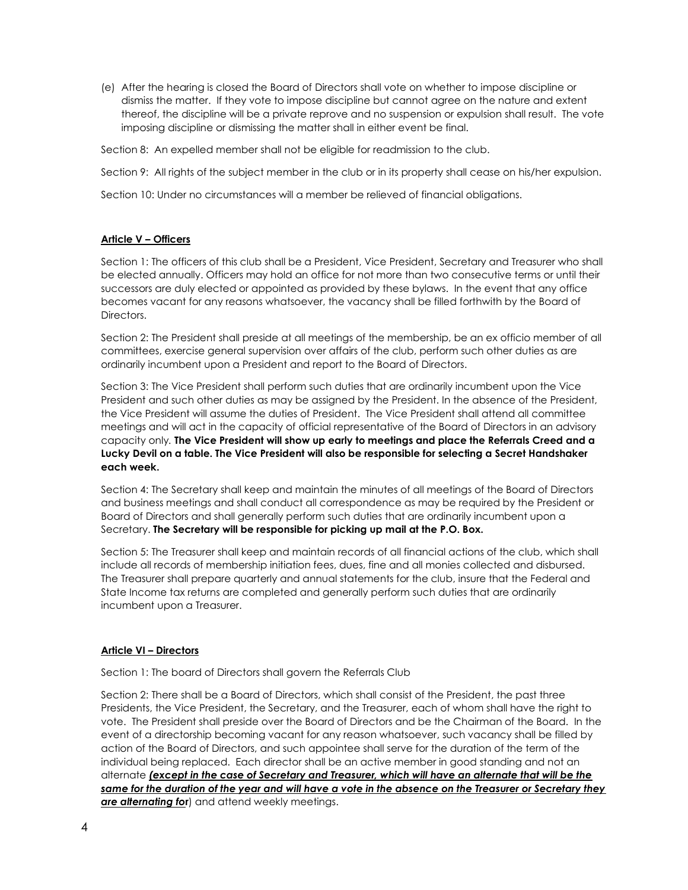(e) After the hearing is closed the Board of Directors shall vote on whether to impose discipline or dismiss the matter. If they vote to impose discipline but cannot agree on the nature and extent thereof, the discipline will be a private reprove and no suspension or expulsion shall result. The vote imposing discipline or dismissing the matter shall in either event be final.

Section 8: An expelled member shall not be eligible for readmission to the club.

Section 9: All rights of the subject member in the club or in its property shall cease on his/her expulsion.

Section 10: Under no circumstances will a member be relieved of financial obligations.

## **Article V – Officers**

Section 1: The officers of this club shall be a President, Vice President, Secretary and Treasurer who shall be elected annually. Officers may hold an office for not more than two consecutive terms or until their successors are duly elected or appointed as provided by these bylaws. In the event that any office becomes vacant for any reasons whatsoever, the vacancy shall be filled forthwith by the Board of Directors.

Section 2: The President shall preside at all meetings of the membership, be an ex officio member of all committees, exercise general supervision over affairs of the club, perform such other duties as are ordinarily incumbent upon a President and report to the Board of Directors.

Section 3: The Vice President shall perform such duties that are ordinarily incumbent upon the Vice President and such other duties as may be assigned by the President. In the absence of the President, the Vice President will assume the duties of President. The Vice President shall attend all committee meetings and will act in the capacity of official representative of the Board of Directors in an advisory capacity only. **The Vice President will show up early to meetings and place the Referrals Creed and a Lucky Devil on a table. The Vice President will also be responsible for selecting a Secret Handshaker each week.**

Section 4: The Secretary shall keep and maintain the minutes of all meetings of the Board of Directors and business meetings and shall conduct all correspondence as may be required by the President or Board of Directors and shall generally perform such duties that are ordinarily incumbent upon a Secretary. **The Secretary will be responsible for picking up mail at the P.O. Box.**

Section 5: The Treasurer shall keep and maintain records of all financial actions of the club, which shall include all records of membership initiation fees, dues, fine and all monies collected and disbursed. The Treasurer shall prepare quarterly and annual statements for the club, insure that the Federal and State Income tax returns are completed and generally perform such duties that are ordinarily incumbent upon a Treasurer.

## **Article VI – Directors**

Section 1: The board of Directors shall govern the Referrals Club

Section 2: There shall be a Board of Directors, which shall consist of the President, the past three Presidents, the Vice President, the Secretary, and the Treasurer, each of whom shall have the right to vote. The President shall preside over the Board of Directors and be the Chairman of the Board. In the event of a directorship becoming vacant for any reason whatsoever, such vacancy shall be filled by action of the Board of Directors, and such appointee shall serve for the duration of the term of the individual being replaced. Each director shall be an active member in good standing and not an alternate ***(except in the case of Secretary and Treasurer, which will have an alternate that will be the same for the duration of the year and will have a vote in the absence on the Treasurer or Secretary they are alternating for***) and attend weekly meetings.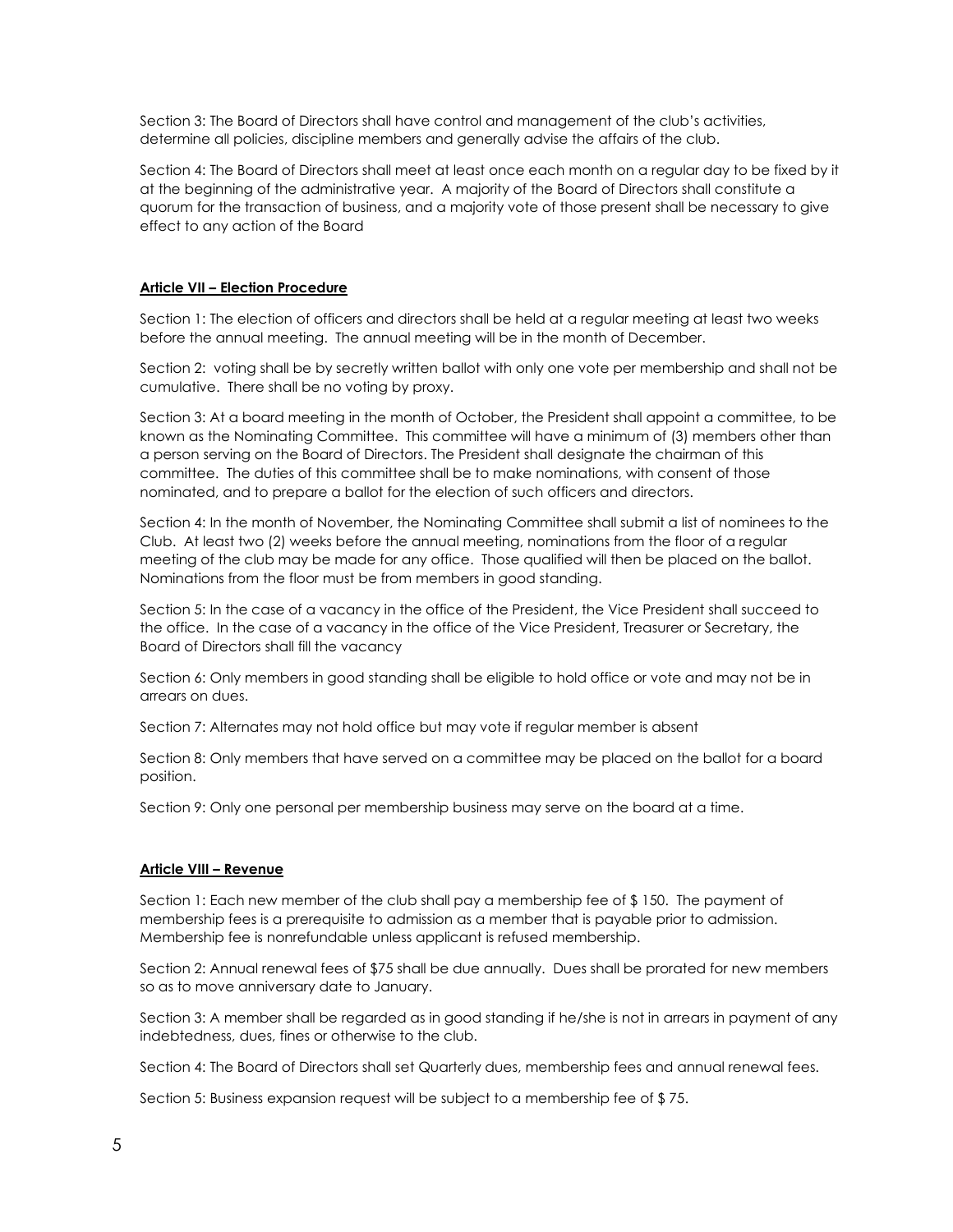Section 3: The Board of Directors shall have control and management of the club's activities, determine all policies, discipline members and generally advise the affairs of the club.

Section 4: The Board of Directors shall meet at least once each month on a regular day to be fixed by it at the beginning of the administrative year. A majority of the Board of Directors shall constitute a quorum for the transaction of business, and a majority vote of those present shall be necessary to give effect to any action of the Board

## Article VII – Election Procedure

Section 1: The election of officers and directors shall be held at a regular meeting at least two weeks before the annual meeting. The annual meeting will be in the month of December.

Section 2: voting shall be by secretly written ballot with only one vote per membership and shall not be cumulative. There shall be no voting by proxy.

Section 3: At a board meeting in the month of October, the President shall appoint a committee, to be known as the Nominating Committee. This committee will have a minimum of (3) members other than a person serving on the Board of Directors. The President shall designate the chairman of this committee. The duties of this committee shall be to make nominations, with consent of those nominated, and to prepare a ballot for the election of such officers and directors.

Section 4: In the month of November, the Nominating Committee shall submit a list of nominees to the Club. At least two (2) weeks before the annual meeting, nominations from the floor of a regular meeting of the club may be made for any office. Those qualified will then be placed on the ballot. Nominations from the floor must be from members in good standing.

Section 5: In the case of a vacancy in the office of the President, the Vice President shall succeed to the office. In the case of a vacancy in the office of the Vice President, Treasurer or Secretary, the Board of Directors shall fill the vacancy

Section 6: Only members in good standing shall be eligible to hold office or vote and may not be in arrears on dues.

Section 7: Alternates may not hold office but may vote if regular member is absent

Section 8: Only members that have served on a committee may be placed on the ballot for a board position.

Section 9: Only one personal per membership business may serve on the board at a time.

## Article VIII – Revenue

Section 1: Each new member of the club shall pay a membership fee of $ 150. The payment of membership fees is a prerequisite to admission as a member that is payable prior to admission. Membership fee is nonrefundable unless applicant is refused membership.

Section 2: Annual renewal fees of $75 shall be due annually. Dues shall be prorated for new members so as to move anniversary date to January.

Section 3: A member shall be regarded as in good standing if he/she is not in arrears in payment of any indebtedness, dues, fines or otherwise to the club.

Section 4: The Board of Directors shall set Quarterly dues, membership fees and annual renewal fees.

Section 5: Business expansion request will be subject to a membership fee of $ 75.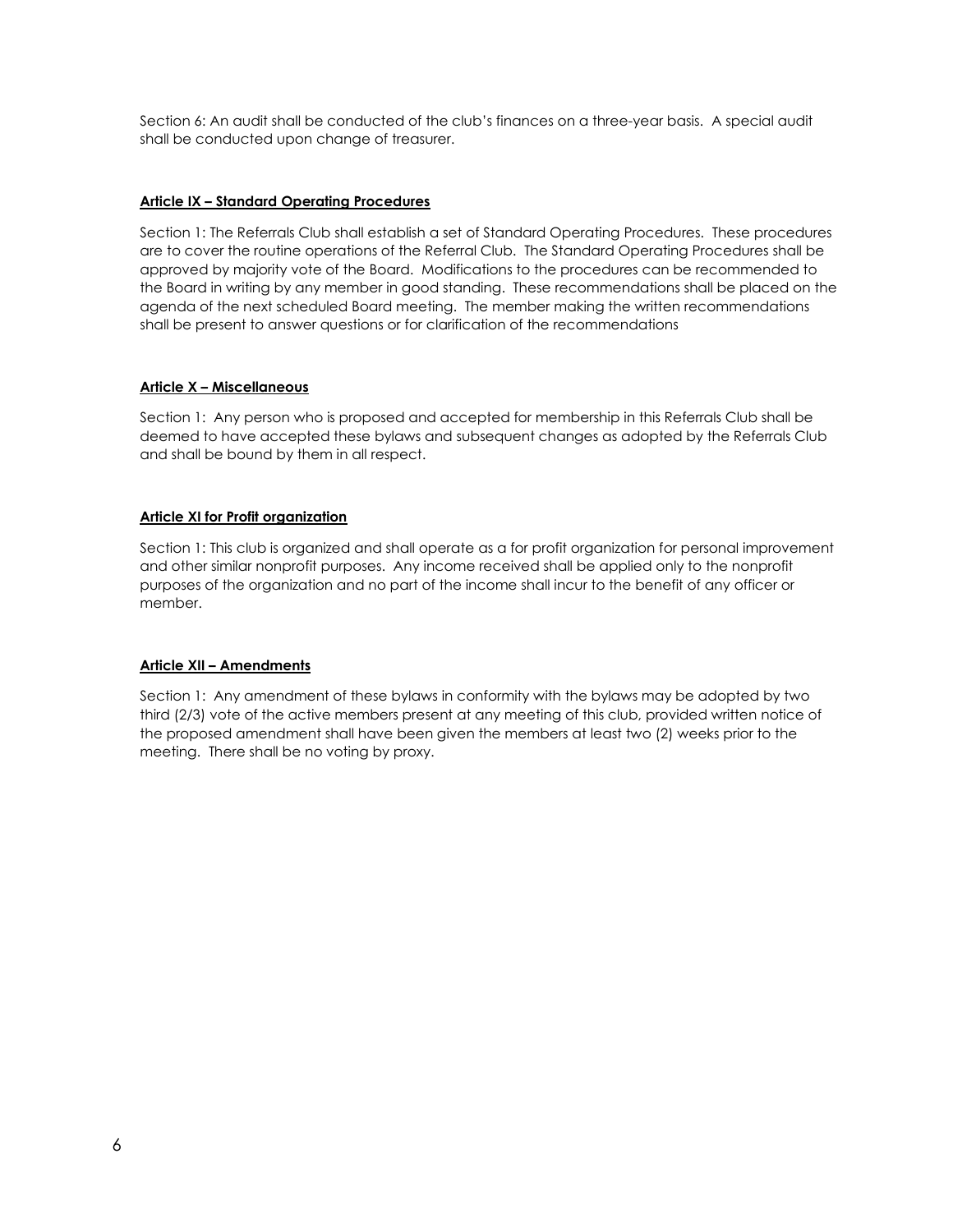Section 6: An audit shall be conducted of the club's finances on a three-year basis. A special audit shall be conducted upon change of treasurer.

## Article IX – Standard Operating Procedures

Section 1: The Referrals Club shall establish a set of Standard Operating Procedures. These procedures are to cover the routine operations of the Referral Club. The Standard Operating Procedures shall be approved by majority vote of the Board. Modifications to the procedures can be recommended to the Board in writing by any member in good standing. These recommendations shall be placed on the agenda of the next scheduled Board meeting. The member making the written recommendations shall be present to answer questions or for clarification of the recommendations

## Article X – Miscellaneous

Section 1: Any person who is proposed and accepted for membership in this Referrals Club shall be deemed to have accepted these bylaws and subsequent changes as adopted by the Referrals Club and shall be bound by them in all respect.

## Article XI for Profit organization

Section 1: This club is organized and shall operate as a for profit organization for personal improvement and other similar nonprofit purposes. Any income received shall be applied only to the nonprofit purposes of the organization and no part of the income shall incur to the benefit of any officer or member.

## Article XII – Amendments

Section 1: Any amendment of these bylaws in conformity with the bylaws may be adopted by two third (2/3) vote of the active members present at any meeting of this club, provided written notice of the proposed amendment shall have been given the members at least two (2) weeks prior to the meeting. There shall be no voting by proxy.